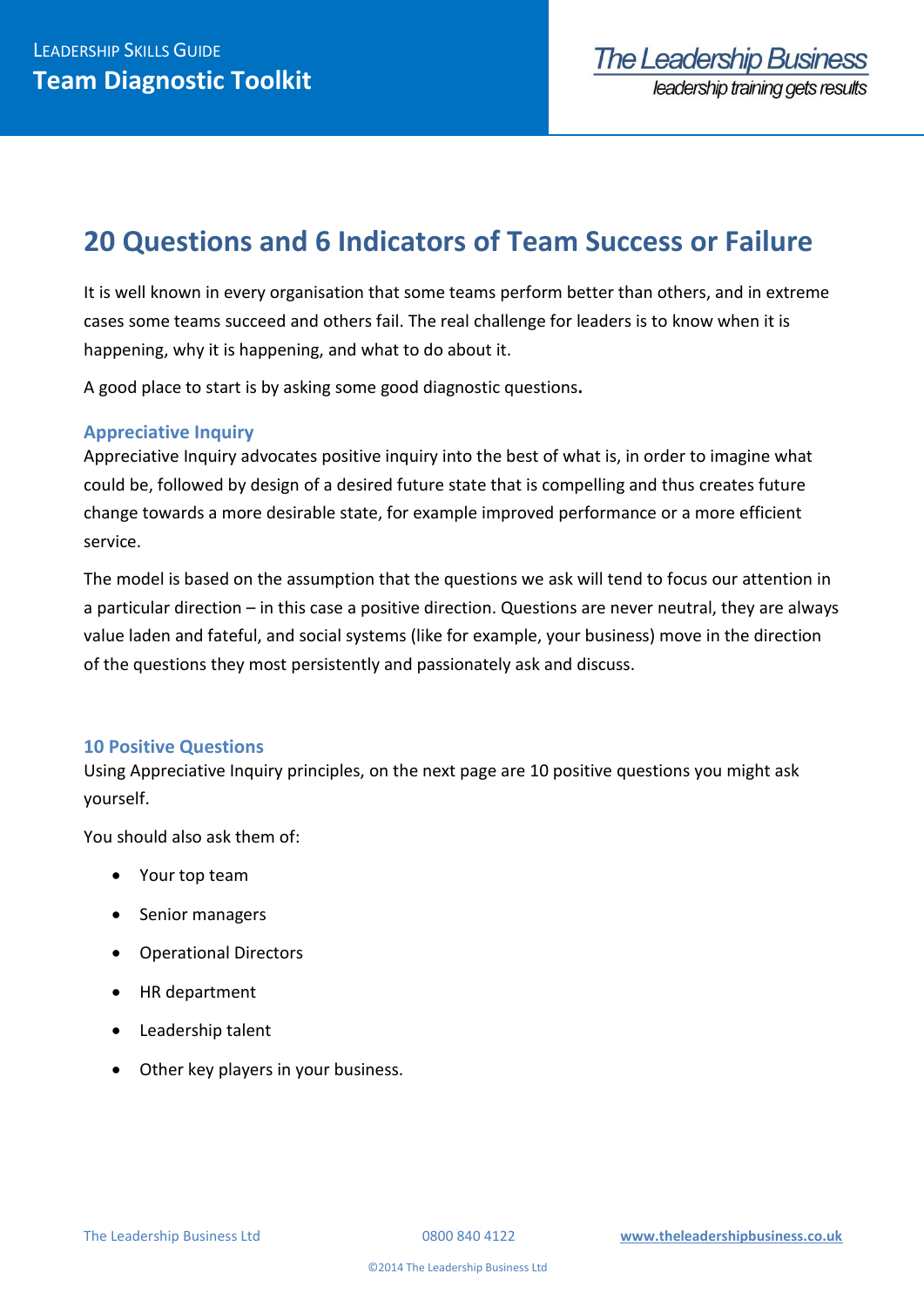# 20 Questions and 6 Indicators of Team Success or Failure

It is well known in every organisation that some teams perform better than others, and in extreme cases some teams succeed and others fail. The real challenge for leaders is to know when it is happening, why it is happening, and what to do about it.

A good place to start is by asking some good diagnostic questions**.**

## Appreciative Inquiry

Appreciative Inquiry advocates positive inquiry into the best of what is, in order to imagine what could be, followed by design of a desired future state that is compelling and thus creates future change towards a more desirable state, for example improved performance or a more efficient service.

The model is based on the assumption that the questions we ask will tend to focus our attention in a particular direction – in this case a positive direction. Questions are never neutral, they are always value laden and fateful, and social systems (like for example, your business) move in the direction of the questions they most persistently and passionately ask and discuss.

## 10 Positive Questions

Using Appreciative Inquiry principles, on the next page are 10 positive questions you might ask yourself.

You should also ask them of:

- Your top team
- Senior managers
- Operational Directors
- HR department
- Leadership talent
- Other key players in your business.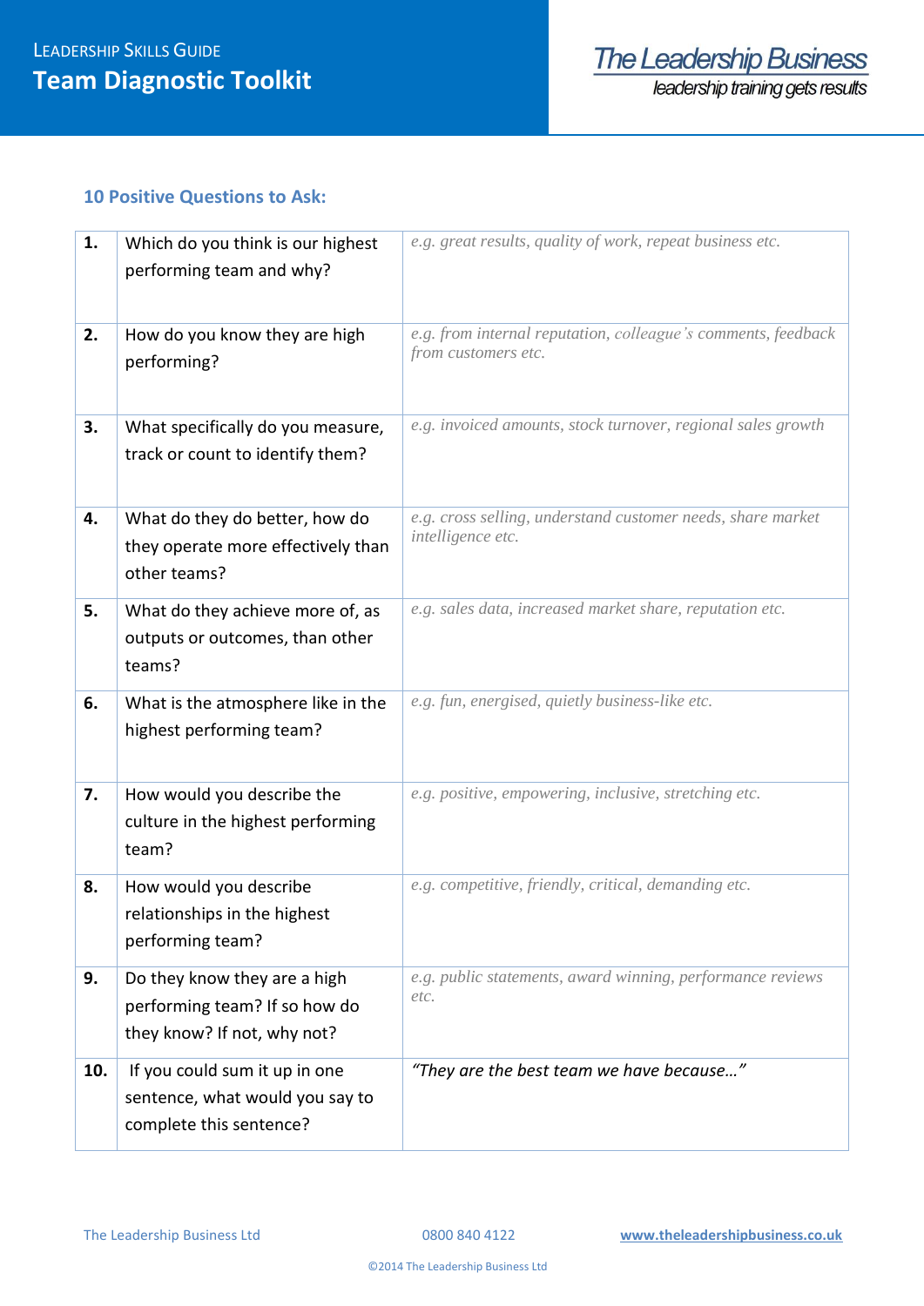## 10 Positive Questions to Ask:

| | | |
|---|---|---|
| **1.** | Which do you think is our highest performing team and why? | *e.g. great results, quality of work, repeat business etc.* |
| **2.** | How do you know they are high performing? | *e.g. from internal reputation, colleague's comments, feedback from customers etc.* |
| **3.** | What specifically do you measure, track or count to identify them? | *e.g. invoiced amounts, stock turnover, regional sales growth* |
| **4.** | What do they do better, how do they operate more effectively than other teams? | *e.g. cross selling, understand customer needs, share market intelligence etc.* |
| **5.** | What do they achieve more of, as outputs or outcomes, than other teams? | *e.g. sales data, increased market share, reputation etc.* |
| **6.** | What is the atmosphere like in the highest performing team? | *e.g. fun, energised, quietly business-like etc.* |
| **7.** | How would you describe the culture in the highest performing team? | *e.g. positive, empowering, inclusive, stretching etc.* |
| **8.** | How would you describe relationships in the highest performing team? | *e.g. competitive, friendly, critical, demanding etc.* |
| **9.** | Do they know they are a high performing team? If so how do they know? If not, why not? | *e.g. public statements, award winning, performance reviews etc.* |
| **10.** | If you could sum it up in one sentence, what would you say to complete this sentence? | *"They are the best team we have because…"* |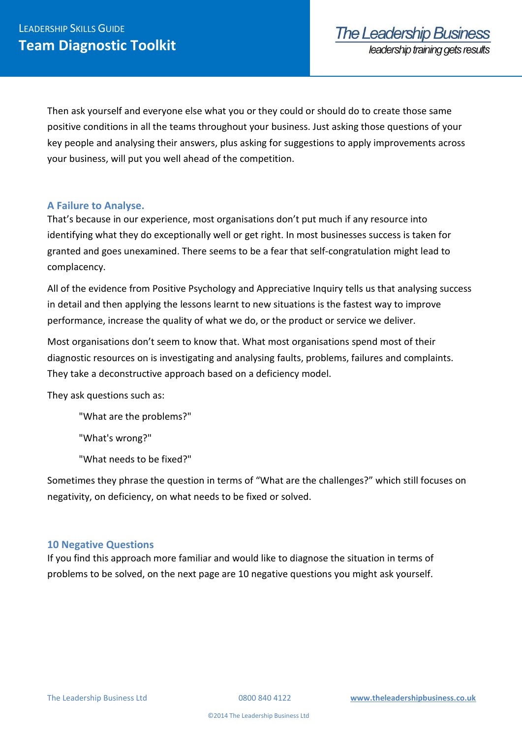Then ask yourself and everyone else what you or they could or should do to create those same positive conditions in all the teams throughout your business. Just asking those questions of your key people and analysing their answers, plus asking for suggestions to apply improvements across your business, will put you well ahead of the competition.

### A Failure to Analyse.

That's because in our experience, most organisations don't put much if any resource into identifying what they do exceptionally well or get right. In most businesses success is taken for granted and goes unexamined. There seems to be a fear that self-congratulation might lead to complacency.

All of the evidence from Positive Psychology and Appreciative Inquiry tells us that analysing success in detail and then applying the lessons learnt to new situations is the fastest way to improve performance, increase the quality of what we do, or the product or service we deliver.

Most organisations don't seem to know that. What most organisations spend most of their diagnostic resources on is investigating and analysing faults, problems, failures and complaints. They take a deconstructive approach based on a deficiency model.

They ask questions such as:

> "What are the problems?"
>
> "What's wrong?"
>
> "What needs to be fixed?"

Sometimes they phrase the question in terms of "What are the challenges?" which still focuses on negativity, on deficiency, on what needs to be fixed or solved.

### 10 Negative Questions

If you find this approach more familiar and would like to diagnose the situation in terms of problems to be solved, on the next page are 10 negative questions you might ask yourself.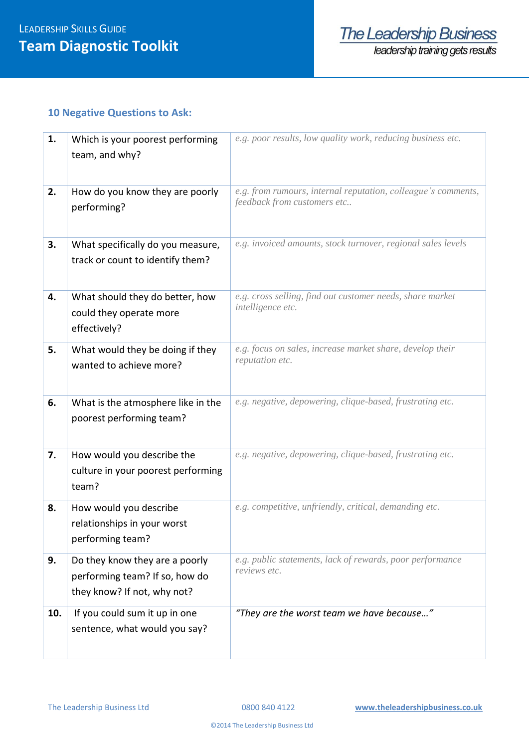## 10 Negative Questions to Ask:

| | | |
|---|---|---|
| **1.** | Which is your poorest performing team, and why? | *e.g. poor results, low quality work, reducing business etc.* |
| **2.** | How do you know they are poorly performing? | *e.g. from rumours, internal reputation, colleague's comments, feedback from customers etc..* |
| **3.** | What specifically do you measure, track or count to identify them? | *e.g. invoiced amounts, stock turnover, regional sales levels* |
| **4.** | What should they do better, how could they operate more effectively? | *e.g. cross selling, find out customer needs, share market intelligence etc.* |
| **5.** | What would they be doing if they wanted to achieve more? | *e.g. focus on sales, increase market share, develop their reputation etc.* |
| **6.** | What is the atmosphere like in the poorest performing team? | *e.g. negative, depowering, clique-based, frustrating etc.* |
| **7.** | How would you describe the culture in your poorest performing team? | *e.g. negative, depowering, clique-based, frustrating etc.* |
| **8.** | How would you describe relationships in your worst performing team? | *e.g. competitive, unfriendly, critical, demanding etc.* |
| **9.** | Do they know they are a poorly performing team? If so, how do they know? If not, why not? | *e.g. public statements, lack of rewards, poor performance reviews etc.* |
| **10.** | If you could sum it up in one sentence, what would you say? | *"They are the worst team we have because…"* |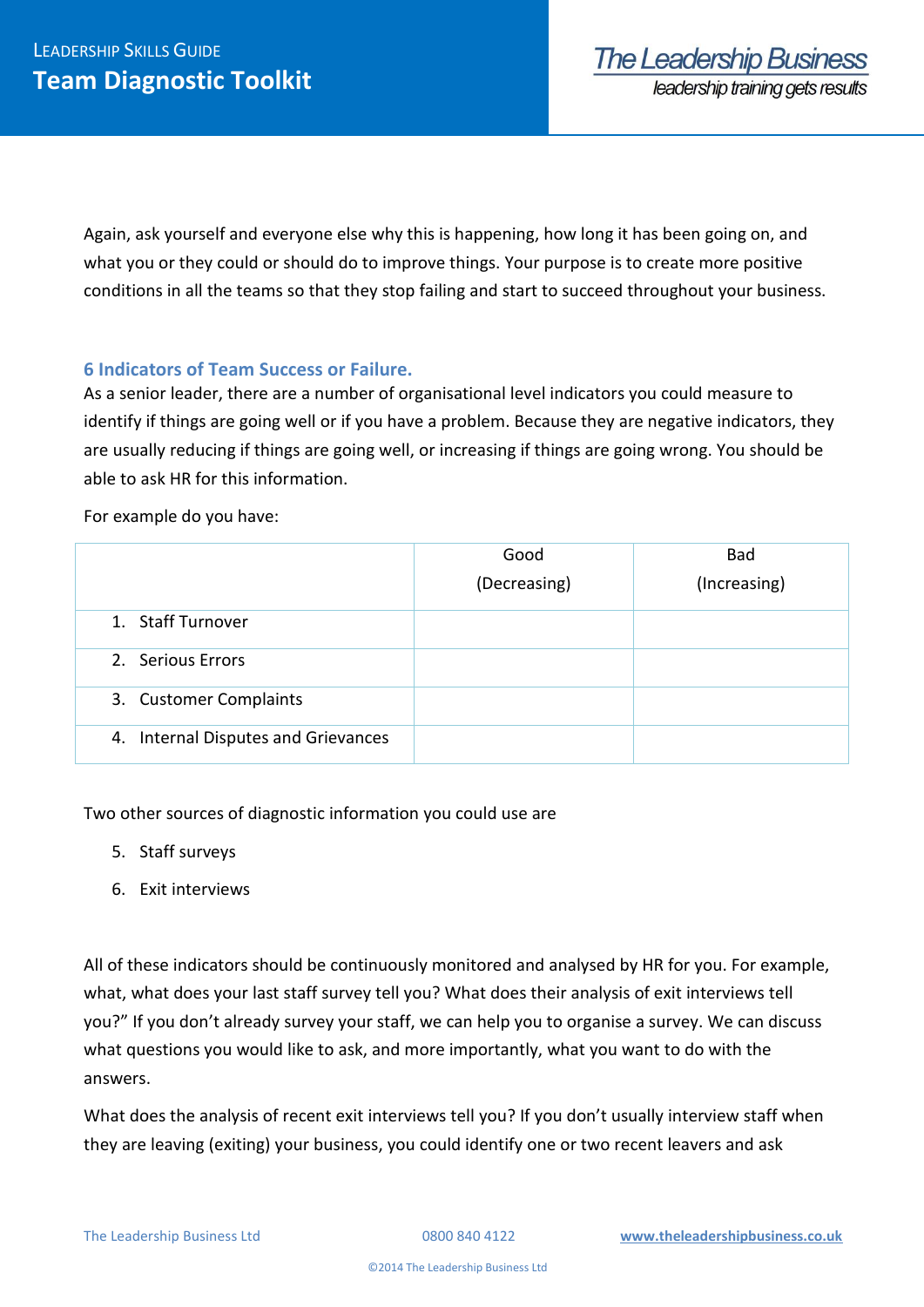Again, ask yourself and everyone else why this is happening, how long it has been going on, and what you or they could or should do to improve things. Your purpose is to create more positive conditions in all the teams so that they stop failing and start to succeed throughout your business.

### 6 Indicators of Team Success or Failure.

As a senior leader, there are a number of organisational level indicators you could measure to identify if things are going well or if you have a problem. Because they are negative indicators, they are usually reducing if things are going well, or increasing if things are going wrong. You should be able to ask HR for this information.

For example do you have:

| | Good (Decreasing) | Bad (Increasing) |
|---|---|---|
| 1. Staff Turnover | | |
| 2. Serious Errors | | |
| 3. Customer Complaints | | |
| 4. Internal Disputes and Grievances | | |

Two other sources of diagnostic information you could use are

5. Staff surveys
6. Exit interviews

All of these indicators should be continuously monitored and analysed by HR for you. For example, what, what does your last staff survey tell you? What does their analysis of exit interviews tell you?" If you don't already survey your staff, we can help you to organise a survey. We can discuss what questions you would like to ask, and more importantly, what you want to do with the answers.

What does the analysis of recent exit interviews tell you? If you don't usually interview staff when they are leaving (exiting) your business, you could identify one or two recent leavers and ask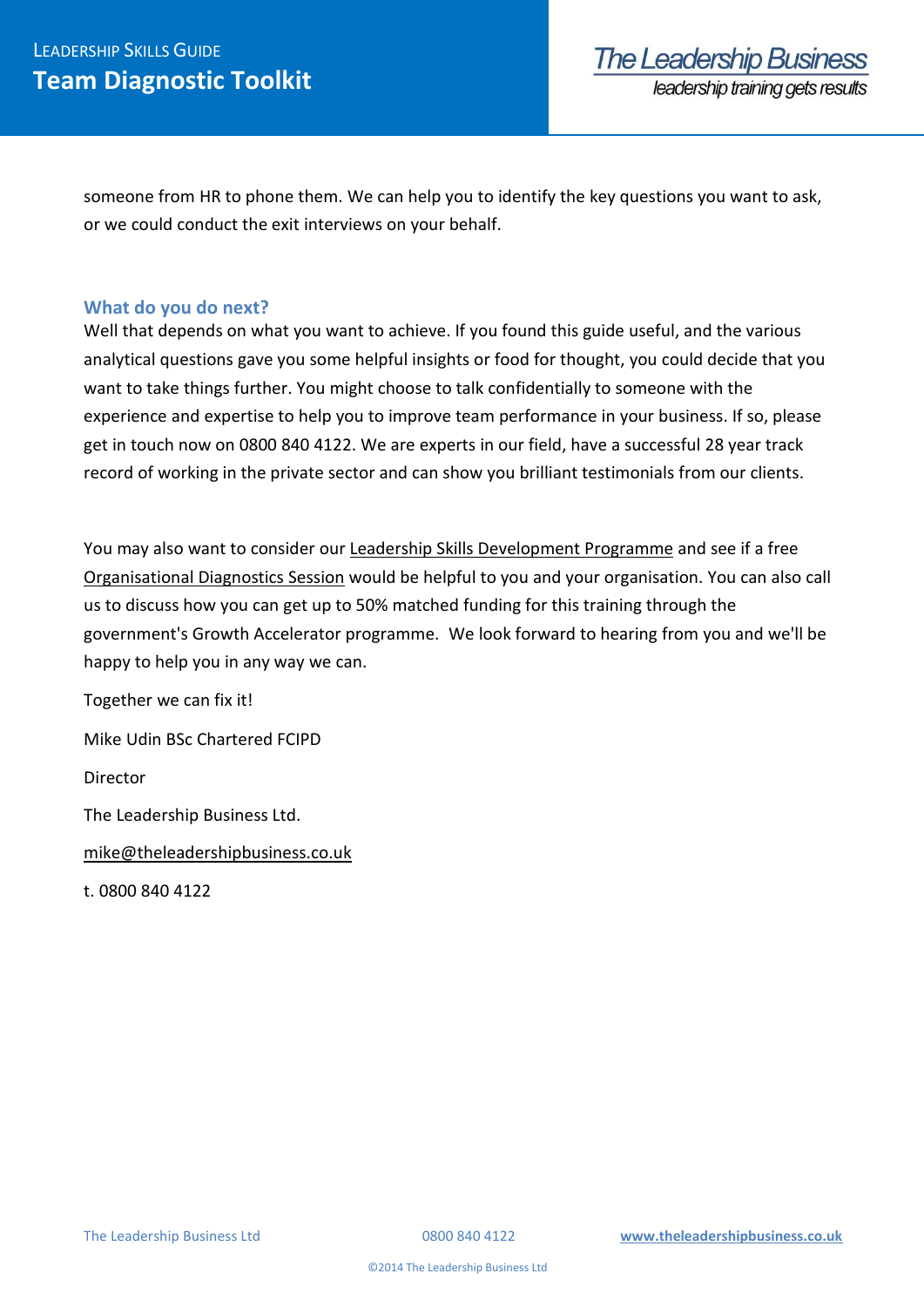someone from HR to phone them. We can help you to identify the key questions you want to ask, or we could conduct the exit interviews on your behalf.

### What do you do next?

Well that depends on what you want to achieve. If you found this guide useful, and the various analytical questions gave you some helpful insights or food for thought, you could decide that you want to take things further. You might choose to talk confidentially to someone with the experience and expertise to help you to improve team performance in your business. If so, please get in touch now on 0800 840 4122. We are experts in our field, have a successful 28 year track record of working in the private sector and can show you brilliant testimonials from our clients.

You may also want to consider our Leadership Skills Development Programme and see if a free Organisational Diagnostics Session would be helpful to you and your organisation. You can also call us to discuss how you can get up to 50% matched funding for this training through the government's Growth Accelerator programme. We look forward to hearing from you and we'll be happy to help you in any way we can.

Together we can fix it!

Mike Udin BSc Chartered FCIPD

Director

The Leadership Business Ltd.

mike@theleadershipbusiness.co.uk

t. 0800 840 4122